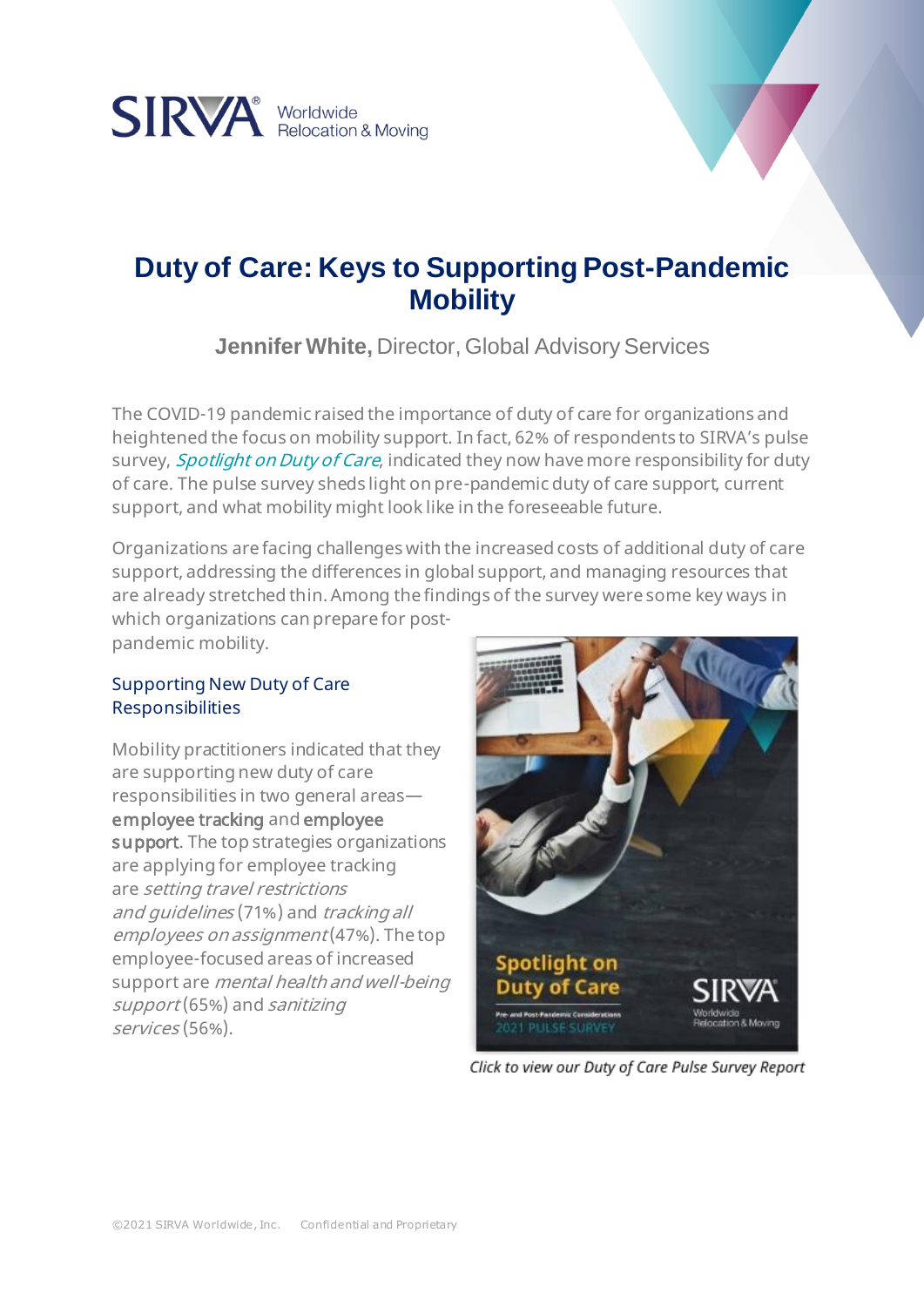# Duty of Care: Keys to Supporting Post-Pandemic Mobility

**Jennifer White,** Director, Global Advisory Services

The COVID-19 pandemic raised the importance of duty of care for organizations and heightened the focus on mobility support. In fact, 62% of respondents to SIRVA's pulse survey, *Spotlight on Duty of Care*, indicated they now have more responsibility for duty of care. The pulse survey sheds light on pre-pandemic duty of care support, current support, and what mobility might look like in the foreseeable future.

Organizations are facing challenges with the increased costs of additional duty of care support, addressing the differences in global support, and managing resources that are already stretched thin. Among the findings of the survey were some key ways in which organizations can prepare for post-pandemic mobility.

## Supporting New Duty of Care Responsibilities

Mobility practitioners indicated that they are supporting new duty of care responsibilities in two general areas—employee tracking and employee support. The top strategies organizations are applying for employee tracking are *setting travel restrictions and guidelines* (71%) and *tracking all employees on assignment* (47%). The top employee-focused areas of increased support are *mental health and well-being support* (65%) and *sanitizing services* (56%).

*Click to view our Duty of Care Pulse Survey Report*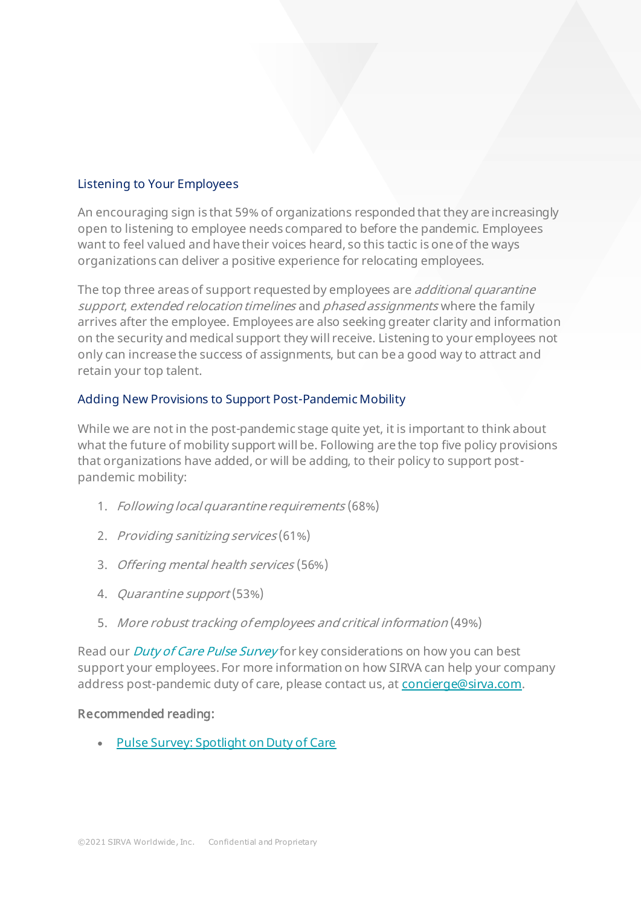## Listening to Your Employees

An encouraging sign is that 59% of organizations responded that they are increasingly open to listening to employee needs compared to before the pandemic. Employees want to feel valued and have their voices heard, so this tactic is one of the ways organizations can deliver a positive experience for relocating employees.

The top three areas of support requested by employees are *additional quarantine support*, *extended relocation timelines* and *phased assignments* where the family arrives after the employee. Employees are also seeking greater clarity and information on the security and medical support they will receive. Listening to your employees not only can increase the success of assignments, but can be a good way to attract and retain your top talent.

## Adding New Provisions to Support Post-Pandemic Mobility

While we are not in the post-pandemic stage quite yet, it is important to think about what the future of mobility support will be. Following are the top five policy provisions that organizations have added, or will be adding, to their policy to support post-pandemic mobility:

1. *Following local quarantine requirements* (68%)
2. *Providing sanitizing services* (61%)
3. *Offering mental health services* (56%)
4. *Quarantine support* (53%)
5. *More robust tracking of employees and critical information* (49%)

Read our *Duty of Care Pulse Survey* for key considerations on how you can best support your employees. For more information on how SIRVA can help your company address post-pandemic duty of care, please contact us, at concierge@sirva.com.

**Recommended reading:**

- Pulse Survey: Spotlight on Duty of Care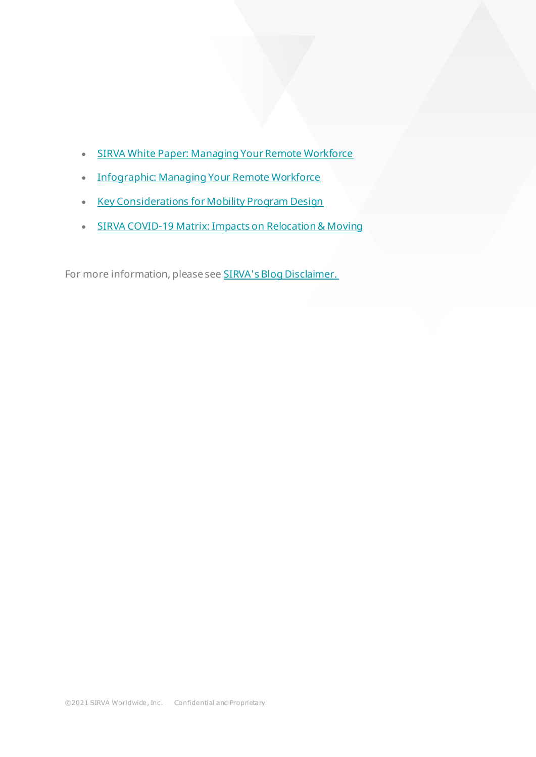- SIRVA White Paper: Managing Your Remote Workforce
- Infographic: Managing Your Remote Workforce
- Key Considerations for Mobility Program Design
- SIRVA COVID-19 Matrix: Impacts on Relocation & Moving

For more information, please see SIRVA's Blog Disclaimer.